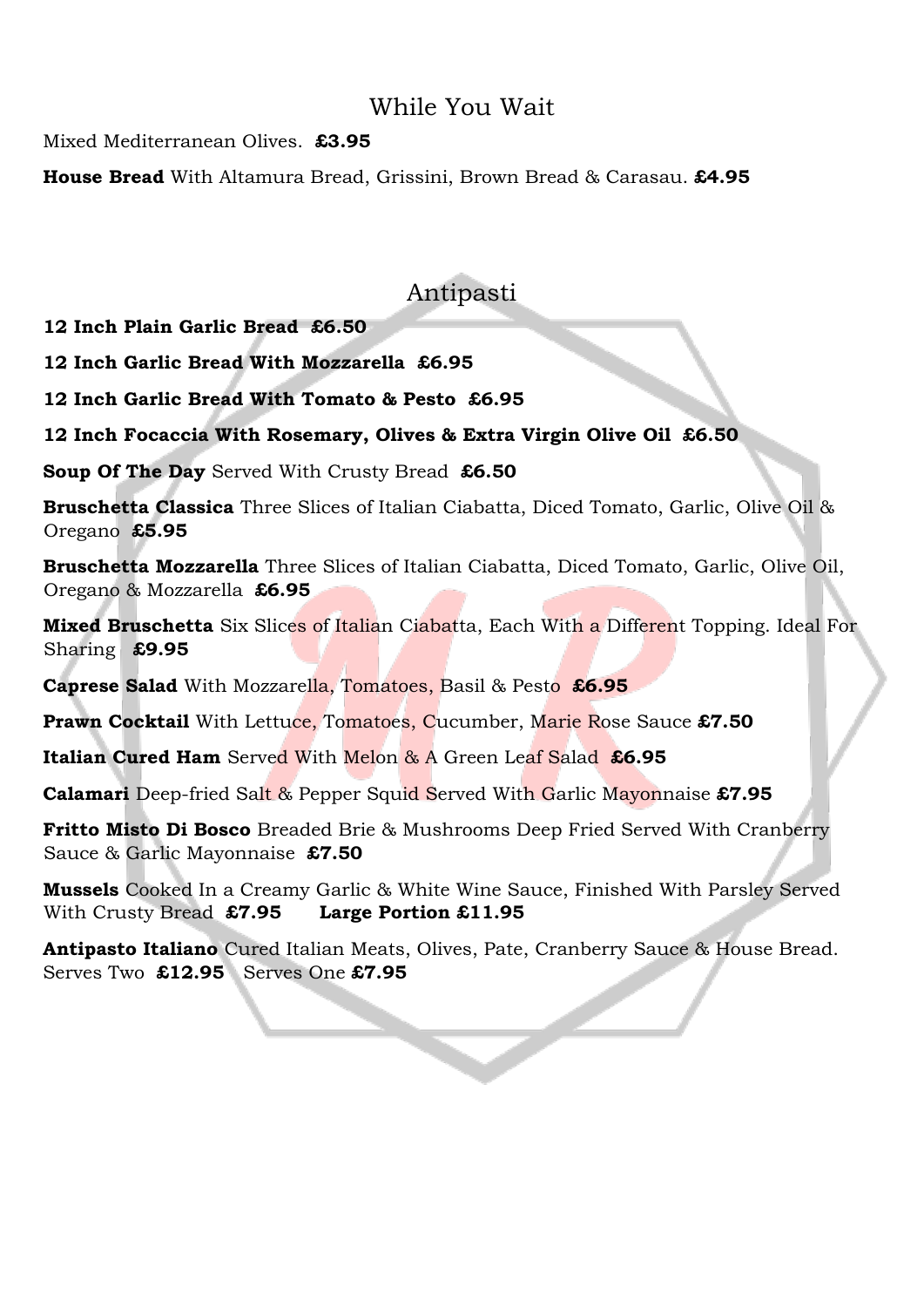## While You Wait

Mixed Mediterranean Olives. **£3.95**

**House Bread** With Altamura Bread, Grissini, Brown Bread & Carasau. **£4.95**

## Antipasti

**12 Inch Plain Garlic Bread £6.50**

**12 Inch Garlic Bread With Mozzarella £6.95**

**12 Inch Garlic Bread With Tomato & Pesto £6.95**

**12 Inch Focaccia With Rosemary, Olives & Extra Virgin Olive Oil £6.50**

**Soup Of The Day** Served With Crusty Bread **£6.50**

**Bruschetta Classica** Three Slices of Italian Ciabatta, Diced Tomato, Garlic, Olive Oil & Oregano **£5.95**

**Bruschetta Mozzarella** Three Slices of Italian Ciabatta, Diced Tomato, Garlic, Olive Oil, Oregano & Mozzarella **£6.95**

**Mixed Bruschetta** Six Slices of Italian Ciabatta, Each With a Different Topping. Ideal For Sharing **£9.95**

**Caprese Salad** With Mozzarella, Tomatoes, Basil & Pesto **£6.95**

**Prawn Cocktail** With Lettuce, Tomatoes, Cucumber, Marie Rose Sauce **£7.50**

**Italian Cured Ham** Served With Melon & A Green Leaf Salad **£6.95**

**Calamari** Deep-fried Salt & Pepper Squid Served With Garlic Mayonnaise **£7.95**

**Fritto Misto Di Bosco** Breaded Brie & Mushrooms Deep Fried Served With Cranberry Sauce & Garlic Mayonnaise **£7.50**

**Mussels** Cooked In a Creamy Garlic & White Wine Sauce, Finished With Parsley Served With Crusty Bread **£7.95** **Large Portion £11.95**

**Antipasto Italiano** Cured Italian Meats, Olives, Pate, Cranberry Sauce & House Bread. Serves Two **£12.95** Serves One **£7.95**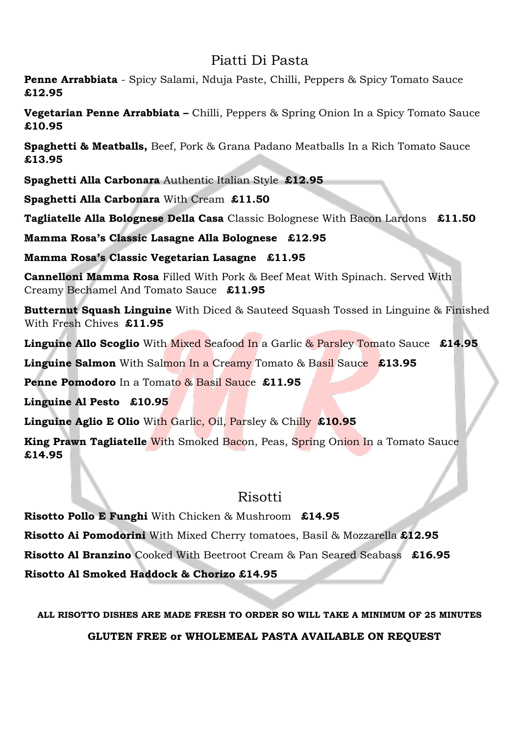## Piatti Di Pasta

**Penne Arrabbiata** - Spicy Salami, Nduja Paste, Chilli, Peppers & Spicy Tomato Sauce **£12.95**

**Vegetarian Penne Arrabbiata –** Chilli, Peppers & Spring Onion In a Spicy Tomato Sauce **£10.95**

**Spaghetti & Meatballs,** Beef, Pork & Grana Padano Meatballs In a Rich Tomato Sauce **£13.95**

**Spaghetti Alla Carbonara** Authentic Italian Style **£12.95**

**Spaghetti Alla Carbonara** With Cream **£11.50**

**Tagliatelle Alla Bolognese Della Casa** Classic Bolognese With Bacon Lardons **£11.50**

**Mamma Rosa's Classic Lasagne Alla Bolognese £12.95**

**Mamma Rosa's Classic Vegetarian Lasagne £11.95**

**Cannelloni Mamma Rosa** Filled With Pork & Beef Meat With Spinach. Served With Creamy Bechamel And Tomato Sauce **£11.95**

**Butternut Squash Linguine** With Diced & Sauteed Squash Tossed in Linguine & Finished With Fresh Chives **£11.95**

**Linguine Allo Scoglio** With Mixed Seafood In a Garlic & Parsley Tomato Sauce **£14.95**

**Linguine Salmon** With Salmon In a Creamy Tomato & Basil Sauce **£13.95**

**Penne Pomodoro** In a Tomato & Basil Sauce **£11.95**

**Linguine Al Pesto £10.95**

**Linguine Aglio E Olio** With Garlic, Oil, Parsley & Chilly **£10.95**

**King Prawn Tagliatelle** With Smoked Bacon, Peas, Spring Onion In a Tomato Sauce **£14.95**

## Risotti

**Risotto Pollo E Funghi** With Chicken & Mushroom **£14.95**

**Risotto Ai Pomodorini** With Mixed Cherry tomatoes, Basil & Mozzarella **£12.95**

**Risotto Al Branzino** Cooked With Beetroot Cream & Pan Seared Seabass **£16.95**

**Risotto Al Smoked Haddock & Chorizo £14.95**

**ALL RISOTTO DISHES ARE MADE FRESH TO ORDER SO WILL TAKE A MINIMUM OF 25 MINUTES**

**GLUTEN FREE or WHOLEMEAL PASTA AVAILABLE ON REQUEST**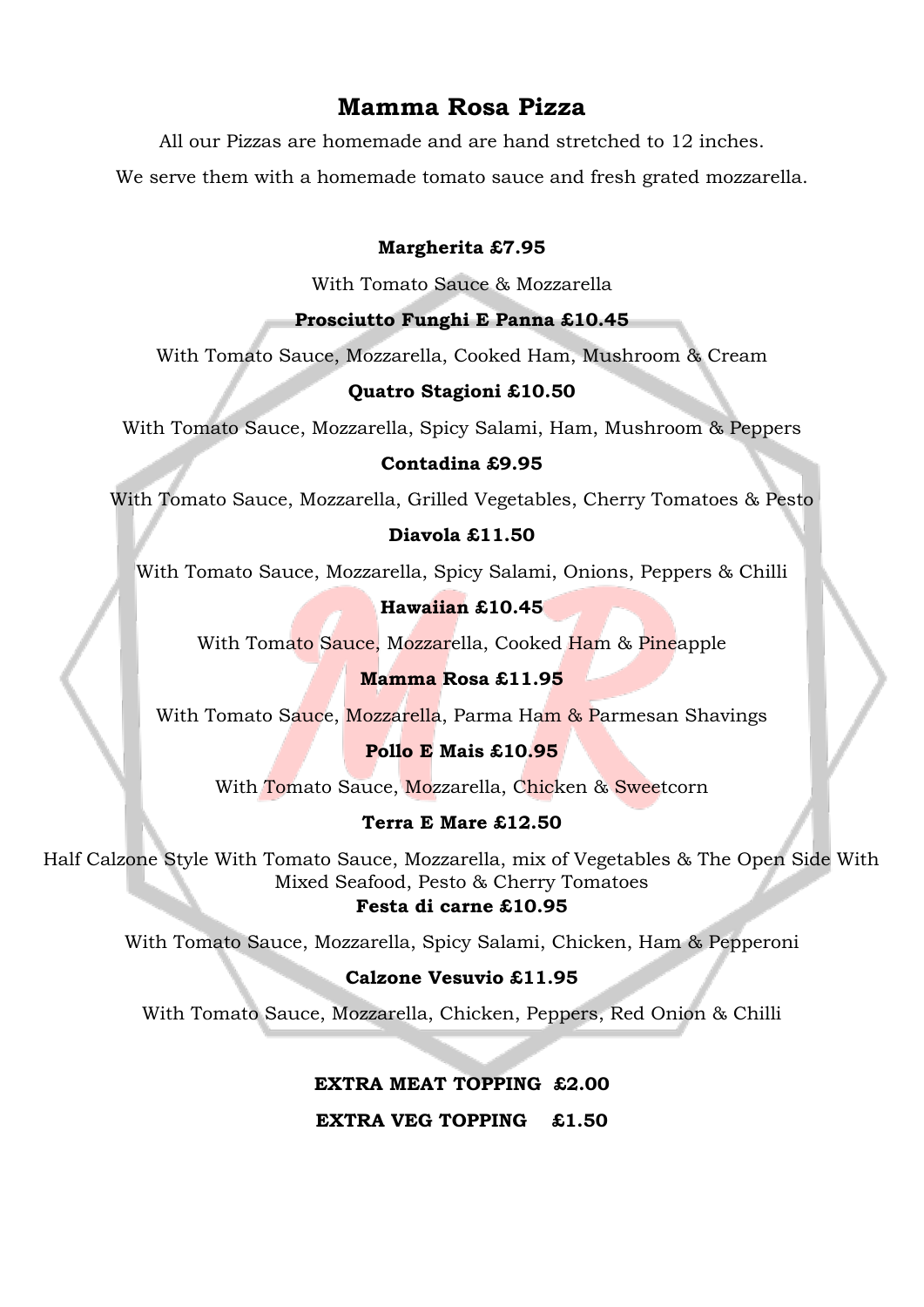# Mamma Rosa Pizza

All our Pizzas are homemade and are hand stretched to 12 inches.

We serve them with a homemade tomato sauce and fresh grated mozzarella.

**Margherita £7.95**

With Tomato Sauce & Mozzarella

**Prosciutto Funghi E Panna £10.45**

With Tomato Sauce, Mozzarella, Cooked Ham, Mushroom & Cream

**Quatro Stagioni £10.50**

With Tomato Sauce, Mozzarella, Spicy Salami, Ham, Mushroom & Peppers

**Contadina £9.95**

With Tomato Sauce, Mozzarella, Grilled Vegetables, Cherry Tomatoes & Pesto

**Diavola £11.50**

With Tomato Sauce, Mozzarella, Spicy Salami, Onions, Peppers & Chilli

**Hawaiian £10.45**

With Tomato Sauce, Mozzarella, Cooked Ham & Pineapple

**Mamma Rosa £11.95**

With Tomato Sauce, Mozzarella, Parma Ham & Parmesan Shavings

**Pollo E Mais £10.95**

With Tomato Sauce, Mozzarella, Chicken & Sweetcorn

**Terra E Mare £12.50**

Half Calzone Style With Tomato Sauce, Mozzarella, mix of Vegetables & The Open Side With Mixed Seafood, Pesto & Cherry Tomatoes

**Festa di carne £10.95**

With Tomato Sauce, Mozzarella, Spicy Salami, Chicken, Ham & Pepperoni

**Calzone Vesuvio £11.95**

With Tomato Sauce, Mozzarella, Chicken, Peppers, Red Onion & Chilli

**EXTRA MEAT TOPPING £2.00**

**EXTRA VEG TOPPING £1.50**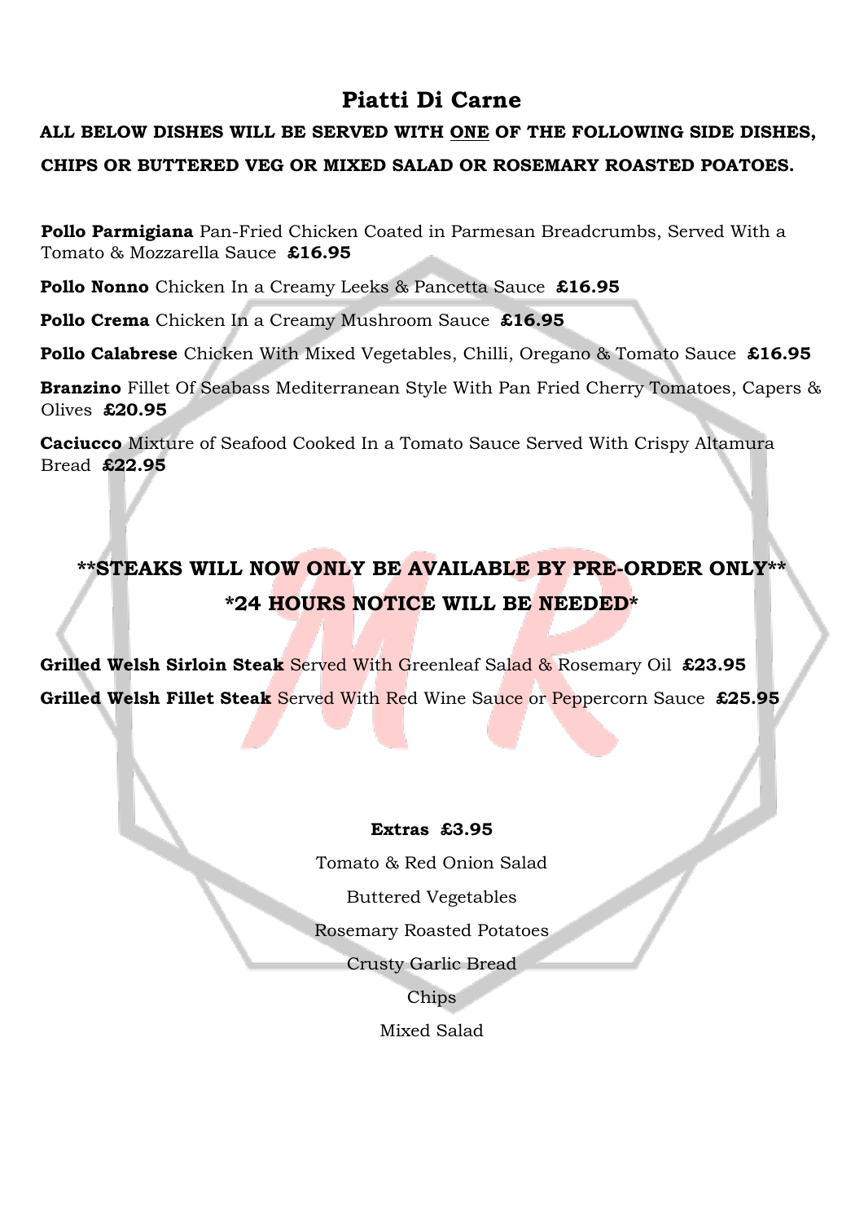# Piatti Di Carne

**ALL BELOW DISHES WILL BE SERVED WITH ONE OF THE FOLLOWING SIDE DISHES, CHIPS OR BUTTERED VEG OR MIXED SALAD OR ROSEMARY ROASTED POATOES.**

**Pollo Parmigiana** Pan-Fried Chicken Coated in Parmesan Breadcrumbs, Served With a Tomato & Mozzarella Sauce **£16.95**

**Pollo Nonno** Chicken In a Creamy Leeks & Pancetta Sauce **£16.95**

**Pollo Crema** Chicken In a Creamy Mushroom Sauce **£16.95**

**Pollo Calabrese** Chicken With Mixed Vegetables, Chilli, Oregano & Tomato Sauce **£16.95**

**Branzino** Fillet Of Seabass Mediterranean Style With Pan Fried Cherry Tomatoes, Capers & Olives **£20.95**

**Caciucco** Mixture of Seafood Cooked In a Tomato Sauce Served With Crispy Altamura Bread **£22.95**

**STEAKS WILL NOW ONLY BE AVAILABLE BY PRE-ORDER ONLY**

**24 HOURS NOTICE WILL BE NEEDED**

**Grilled Welsh Sirloin Steak** Served With Greenleaf Salad & Rosemary Oil **£23.95**

**Grilled Welsh Fillet Steak** Served With Red Wine Sauce or Peppercorn Sauce **£25.95**

**Extras £3.95**

Tomato & Red Onion Salad

Buttered Vegetables

Rosemary Roasted Potatoes

Crusty Garlic Bread

Chips

Mixed Salad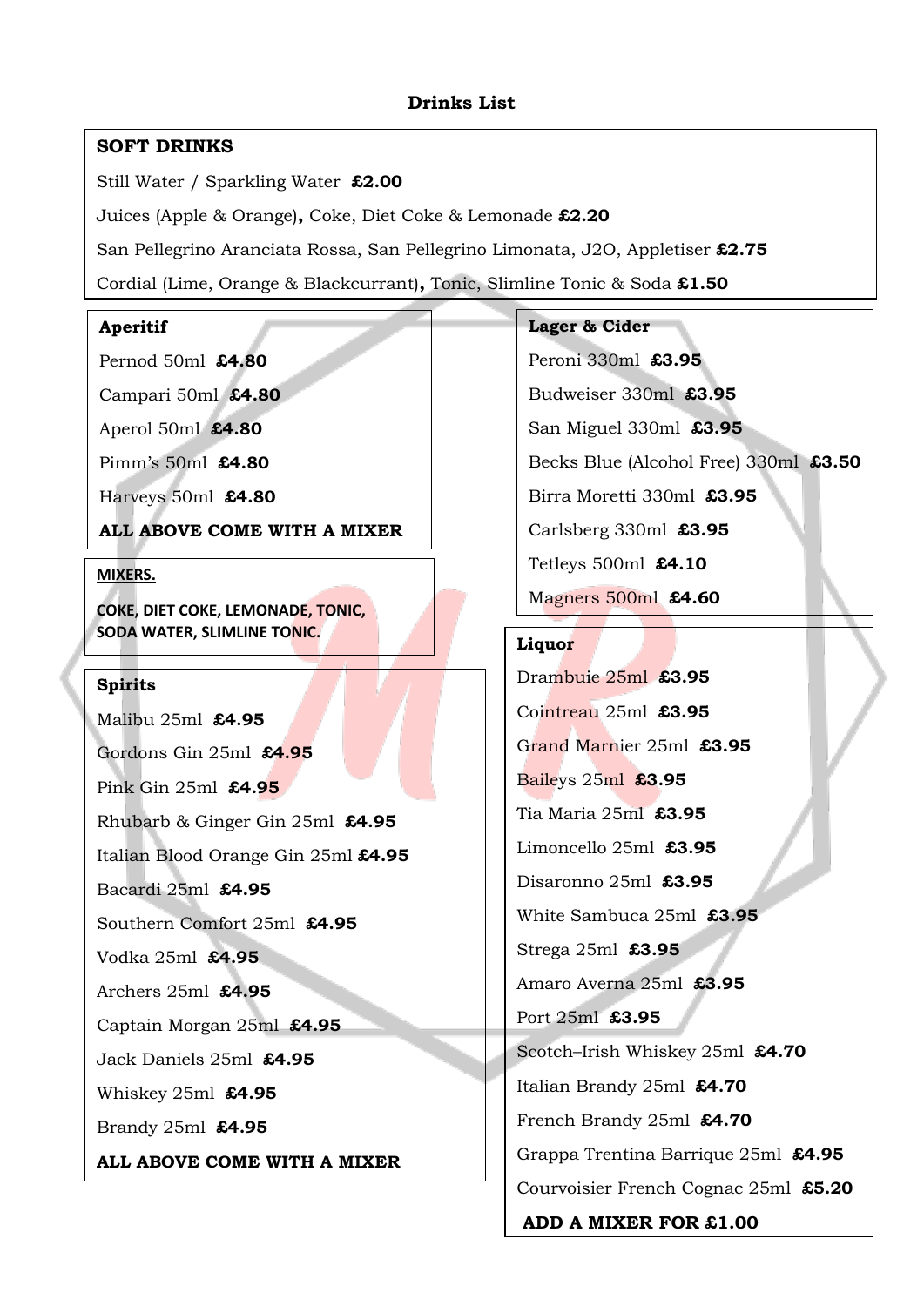# Drinks List

## SOFT DRINKS

Still Water / Sparkling Water **£2.00**

Juices (Apple & Orange)**,** Coke, Diet Coke & Lemonade **£2.20**

San Pellegrino Aranciata Rossa, San Pellegrino Limonata, J2O, Appletiser **£2.75**

Cordial (Lime, Orange & Blackcurrant)**,** Tonic, Slimline Tonic & Soda **£1.50**

### Aperitif

Pernod 50ml **£4.80**

Campari 50ml **£4.80**

Aperol 50ml **£4.80**

Pimm's 50ml **£4.80**

Harveys 50ml **£4.80**

**ALL ABOVE COME WITH A MIXER**

**MIXERS.**

**COKE, DIET COKE, LEMONADE, TONIC, SODA WATER, SLIMLINE TONIC.**

### Spirits

Malibu 25ml **£4.95**

Gordons Gin 25ml **£4.95**

Pink Gin 25ml **£4.95**

Rhubarb & Ginger Gin 25ml **£4.95**

Italian Blood Orange Gin 25ml **£4.95**

Bacardi 25ml **£4.95**

Southern Comfort 25ml **£4.95**

Vodka 25ml **£4.95**

Archers 25ml **£4.95**

Captain Morgan 25ml **£4.95**

Jack Daniels 25ml **£4.95**

Whiskey 25ml **£4.95**

Brandy 25ml **£4.95**

**ALL ABOVE COME WITH A MIXER**

### Lager & Cider

Peroni 330ml **£3.95**

Budweiser 330ml **£3.95**

San Miguel 330ml **£3.95**

Becks Blue (Alcohol Free) 330ml **£3.50**

Birra Moretti 330ml **£3.95**

Carlsberg 330ml **£3.95**

Tetleys 500ml **£4.10**

Magners 500ml **£4.60**

### Liquor

Drambuie 25ml **£3.95**

Cointreau 25ml **£3.95**

Grand Marnier 25ml **£3.95**

Baileys 25ml **£3.95**

Tia Maria 25ml **£3.95**

Limoncello 25ml **£3.95**

Disaronno 25ml **£3.95**

White Sambuca 25ml **£3.95**

Strega 25ml **£3.95**

Amaro Averna 25ml **£3.95**

Port 25ml **£3.95**

Scotch–Irish Whiskey 25ml **£4.70**

Italian Brandy 25ml **£4.70**

French Brandy 25ml **£4.70**

Grappa Trentina Barrique 25ml **£4.95**

Courvoisier French Cognac 25ml **£5.20**

**ADD A MIXER FOR £1.00**